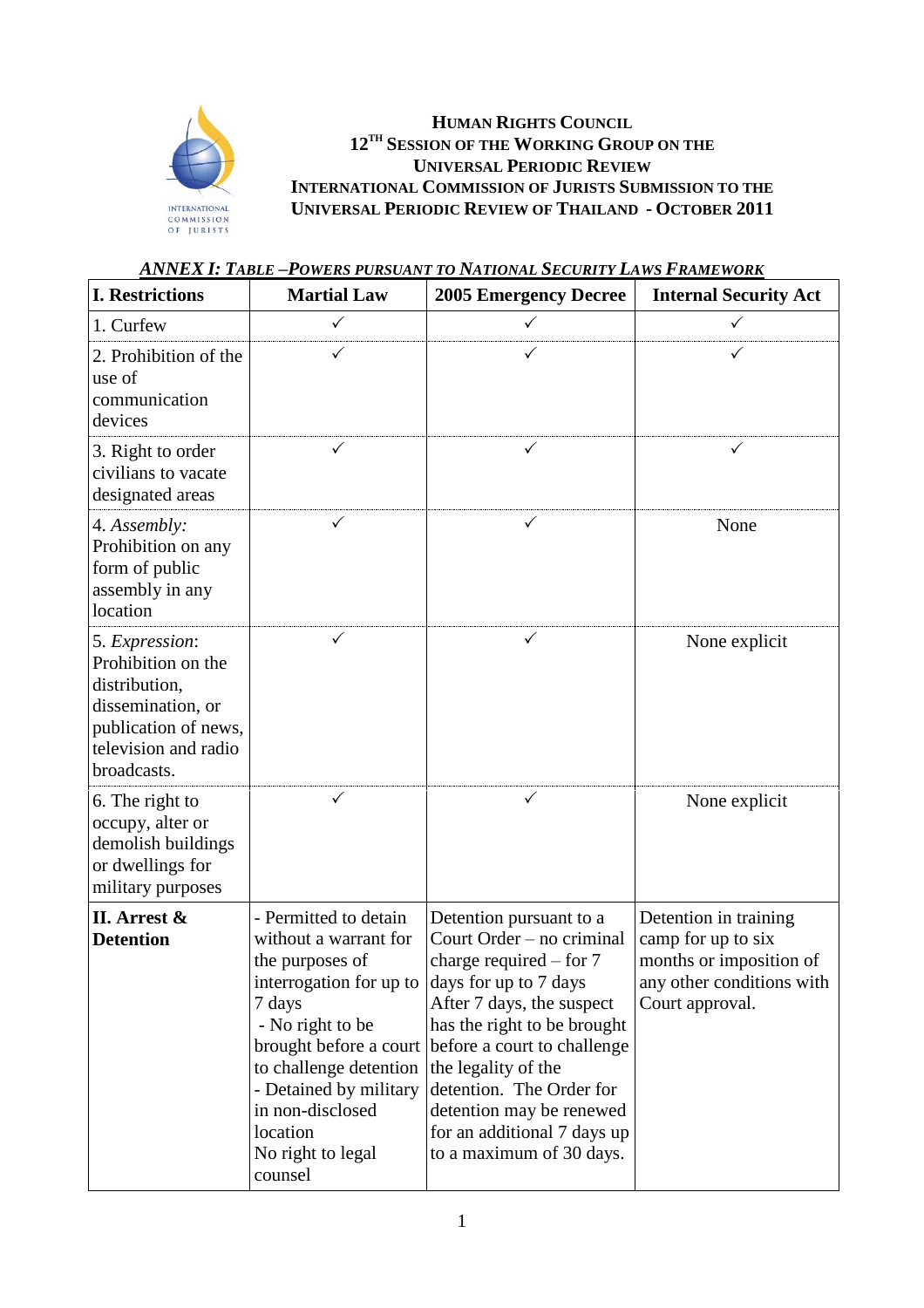**HUMAN RIGHTS COUNCIL**
**12[TH] SESSION OF THE WORKING GROUP ON THE UNIVERSAL PERIODIC REVIEW**
**INTERNATIONAL COMMISSION OF JURISTS SUBMISSION TO THE UNIVERSAL PERIODIC REVIEW OF THAILAND - OCTOBER 2011**

## *ANNEX I: TABLE –POWERS PURSUANT TO NATIONAL SECURITY LAWS FRAMEWORK*

| I. Restrictions | Martial Law | 2005 Emergency Decree | Internal Security Act |
|---|---|---|---|
| 1. Curfew | ✓ | ✓ | ✓ |
| 2. Prohibition of the use of communication devices | ✓ | ✓ | ✓ |
| 3. Right to order civilians to vacate designated areas | ✓ | ✓ | ✓ |
| 4. *Assembly:* Prohibition on any form of public assembly in any location | ✓ | ✓ | None |
| 5. *Expression*: Prohibition on the distribution, dissemination, or publication of news, television and radio broadcasts. | ✓ | ✓ | None explicit |
| 6. The right to occupy, alter or demolish buildings or dwellings for military purposes | ✓ | ✓ | None explicit |
| **II. Arrest & Detention** | - Permitted to detain without a warrant for the purposes of interrogation for up to 7 days<br>- No right to be brought before a court to challenge detention<br>- Detained by military in non-disclosed location<br>No right to legal counsel | Detention pursuant to a Court Order – no criminal charge required – for 7 days for up to 7 days After 7 days, the suspect has the right to be brought before a court to challenge the legality of the detention. The Order for detention may be renewed for an additional 7 days up to a maximum of 30 days. | Detention in training camp for up to six months or imposition of any other conditions with Court approval. |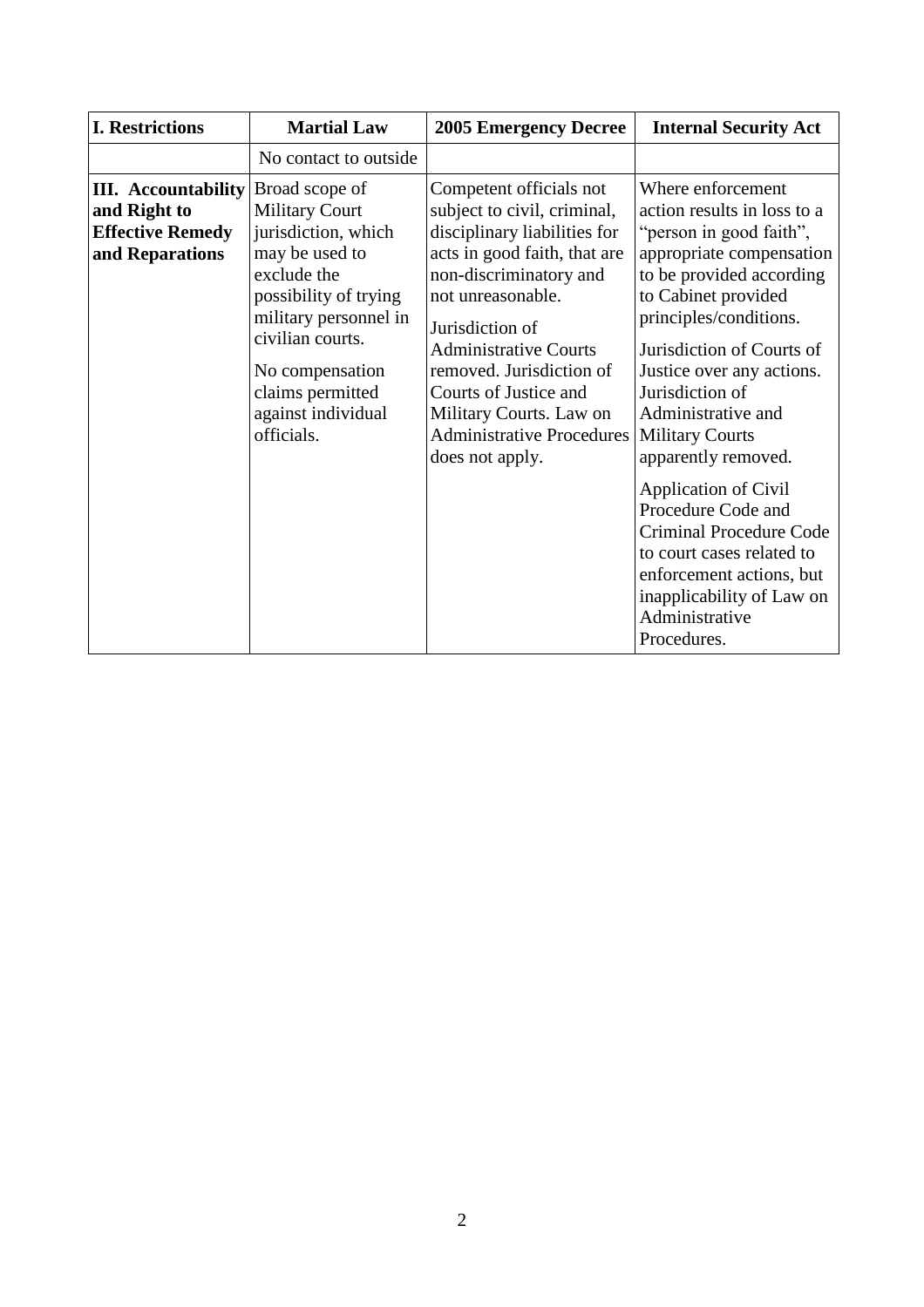| I. Restrictions | Martial Law | 2005 Emergency Decree | Internal Security Act |
|---|---|---|---|
| | No contact to outside | | |
| **III. Accountability and Right to Effective Remedy and Reparations** | Broad scope of Military Court jurisdiction, which may be used to exclude the possibility of trying military personnel in civilian courts.<br><br>No compensation claims permitted against individual officials. | Competent officials not subject to civil, criminal, disciplinary liabilities for acts in good faith, that are non-discriminatory and not unreasonable.<br><br>Jurisdiction of Administrative Courts removed. Jurisdiction of Courts of Justice and Military Courts. Law on Administrative Procedures does not apply. | Where enforcement action results in loss to a "person in good faith", appropriate compensation to be provided according to Cabinet provided principles/conditions.<br><br>Jurisdiction of Courts of Justice over any actions. Jurisdiction of Administrative and Military Courts apparently removed.<br><br>Application of Civil Procedure Code and Criminal Procedure Code to court cases related to enforcement actions, but inapplicability of Law on Administrative Procedures. |